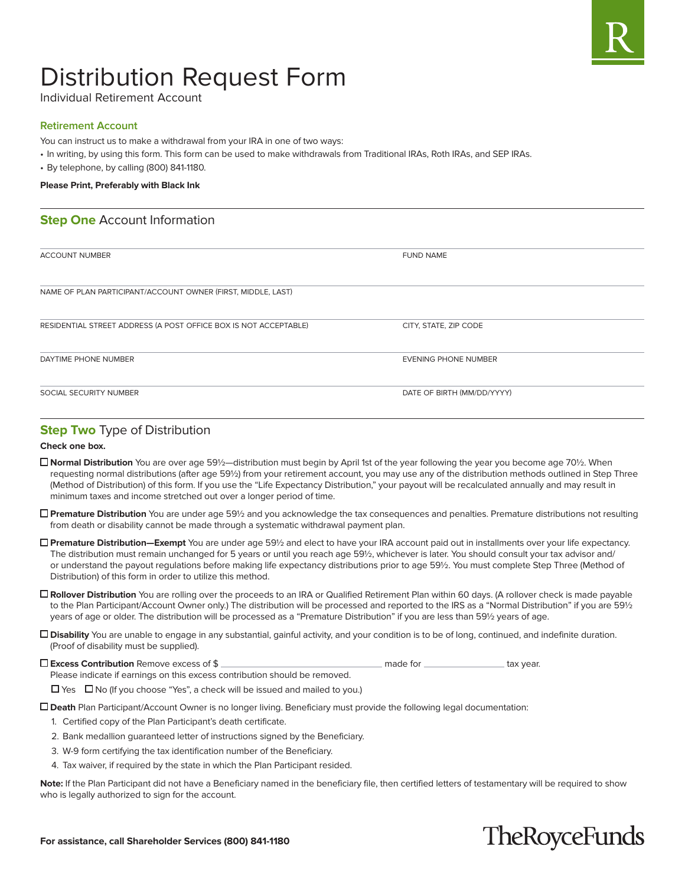# Distribution Request Form

Individual Retirement Account

### Retirement Account

You can instruct us to make a withdrawal from your IRA in one of two ways:

- In writing, by using this form. This form can be used to make withdrawals from Traditional IRAs, Roth IRAs, and SEP IRAs.
- By telephone, by calling (800) 841-1180.

**Please Print, Preferably with Black Ink**

## Step One Account Information

| | |
|---|---|
| ACCOUNT NUMBER | FUND NAME |
| NAME OF PLAN PARTICIPANT/ACCOUNT OWNER (FIRST, MIDDLE, LAST) | |
| RESIDENTIAL STREET ADDRESS (A POST OFFICE BOX IS NOT ACCEPTABLE) | CITY, STATE, ZIP CODE |
| DAYTIME PHONE NUMBER | EVENING PHONE NUMBER |
| SOCIAL SECURITY NUMBER | DATE OF BIRTH (MM/DD/YYYY) |

## Step Two Type of Distribution

**Check one box.**

☐ **Normal Distribution** You are over age 59½—distribution must begin by April 1st of the year following the year you become age 70½. When requesting normal distributions (after age 59½) from your retirement account, you may use any of the distribution methods outlined in Step Three (Method of Distribution) of this form. If you use the "Life Expectancy Distribution," your payout will be recalculated annually and may result in minimum taxes and income stretched out over a longer period of time.

☐ **Premature Distribution** You are under age 59½ and you acknowledge the tax consequences and penalties. Premature distributions not resulting from death or disability cannot be made through a systematic withdrawal payment plan.

☐ **Premature Distribution—Exempt** You are under age 59½ and elect to have your IRA account paid out in installments over your life expectancy. The distribution must remain unchanged for 5 years or until you reach age 59½, whichever is later. You should consult your tax advisor and/or understand the payout regulations before making life expectancy distributions prior to age 59½. You must complete Step Three (Method of Distribution) of this form in order to utilize this method.

☐ **Rollover Distribution** You are rolling over the proceeds to an IRA or Qualified Retirement Plan within 60 days. (A rollover check is made payable to the Plan Participant/Account Owner only.) The distribution will be processed and reported to the IRS as a "Normal Distribution" if you are 59½ years of age or older. The distribution will be processed as a "Premature Distribution" if you are less than 59½ years of age.

☐ **Disability** You are unable to engage in any substantial, gainful activity, and your condition is to be of long, continued, and indefinite duration. (Proof of disability must be supplied).

☐ **Excess Contribution** Remove excess of $ ______________________ made for ____________ tax year.
Please indicate if earnings on this excess contribution should be removed.

☐ Yes ☐ No (If you choose "Yes", a check will be issued and mailed to you.)

☐ **Death** Plan Participant/Account Owner is no longer living. Beneficiary must provide the following legal documentation:

1. Certified copy of the Plan Participant's death certificate.
2. Bank medallion guaranteed letter of instructions signed by the Beneficiary.
3. W-9 form certifying the tax identification number of the Beneficiary.
4. Tax waiver, if required by the state in which the Plan Participant resided.

**Note:** If the Plan Participant did not have a Beneficiary named in the beneficiary file, then certified letters of testamentary will be required to show who is legally authorized to sign for the account.

**For assistance, call Shareholder Services (800) 841-1180**

TheRoyceFunds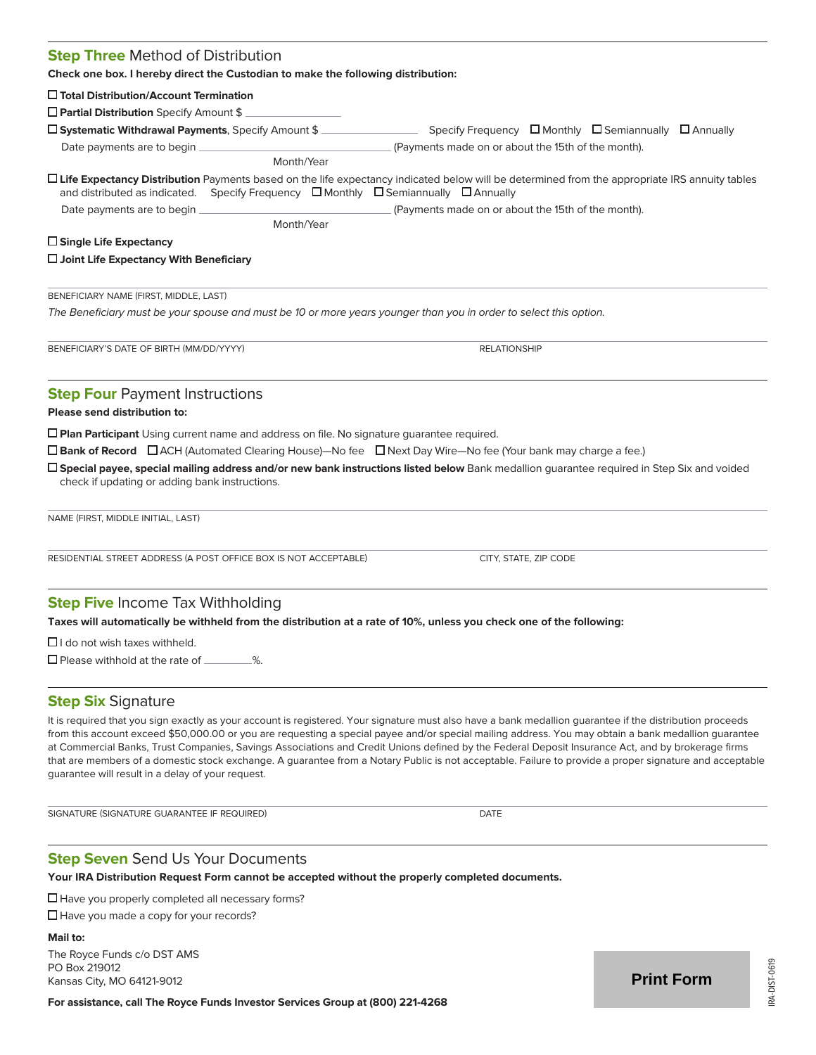## Step Three Method of Distribution

**Check one box. I hereby direct the Custodian to make the following distribution:**

☐ **Total Distribution/Account Termination**

☐ **Partial Distribution** Specify Amount $ ______________

☐ **Systematic Withdrawal Payments**, Specify Amount $ ______________ Specify Frequency ☐ Monthly ☐ Semiannually ☐ Annually

Date payments are to begin ______________________________ (Payments made on or about the 15th of the month).
Month/Year

☐ **Life Expectancy Distribution** Payments based on the life expectancy indicated below will be determined from the appropriate IRS annuity tables and distributed as indicated. Specify Frequency ☐ Monthly ☐ Semiannually ☐ Annually

Date payments are to begin ______________________________ (Payments made on or about the 15th of the month).
Month/Year

☐ **Single Life Expectancy**

☐ **Joint Life Expectancy With Beneficiary**

BENEFICIARY NAME (FIRST, MIDDLE, LAST)

*The Beneficiary must be your spouse and must be 10 or more years younger than you in order to select this option.*

BENEFICIARY'S DATE OF BIRTH (MM/DD/YYYY) RELATIONSHIP

## Step Four Payment Instructions

**Please send distribution to:**

☐ **Plan Participant** Using current name and address on file. No signature guarantee required.

☐ **Bank of Record** ☐ ACH (Automated Clearing House)—No fee ☐ Next Day Wire—No fee (Your bank may charge a fee.)

☐ **Special payee, special mailing address and/or new bank instructions listed below** Bank medallion guarantee required in Step Six and voided check if updating or adding bank instructions.

NAME (FIRST, MIDDLE INITIAL, LAST)

RESIDENTIAL STREET ADDRESS (A POST OFFICE BOX IS NOT ACCEPTABLE) CITY, STATE, ZIP CODE

## Step Five Income Tax Withholding

**Taxes will automatically be withheld from the distribution at a rate of 10%, unless you check one of the following:**

☐ I do not wish taxes withheld.

☐ Please withhold at the rate of ________%.

## Step Six Signature

It is required that you sign exactly as your account is registered. Your signature must also have a bank medallion guarantee if the distribution proceeds from this account exceed $50,000.00 or you are requesting a special payee and/or special mailing address. You may obtain a bank medallion guarantee at Commercial Banks, Trust Companies, Savings Associations and Credit Unions defined by the Federal Deposit Insurance Act, and by brokerage firms that are members of a domestic stock exchange. A guarantee from a Notary Public is not acceptable. Failure to provide a proper signature and acceptable guarantee will result in a delay of your request.

SIGNATURE (SIGNATURE GUARANTEE IF REQUIRED) DATE

## Step Seven Send Us Your Documents

**Your IRA Distribution Request Form cannot be accepted without the properly completed documents.**

☐ Have you properly completed all necessary forms?

☐ Have you made a copy for your records?

**Mail to:**

The Royce Funds c/o DST AMS
PO Box 219012
Kansas City, MO 64121-9012

**For assistance, call The Royce Funds Investor Services Group at (800) 221-4268**

**Print Form**

IRA-DIST-0619